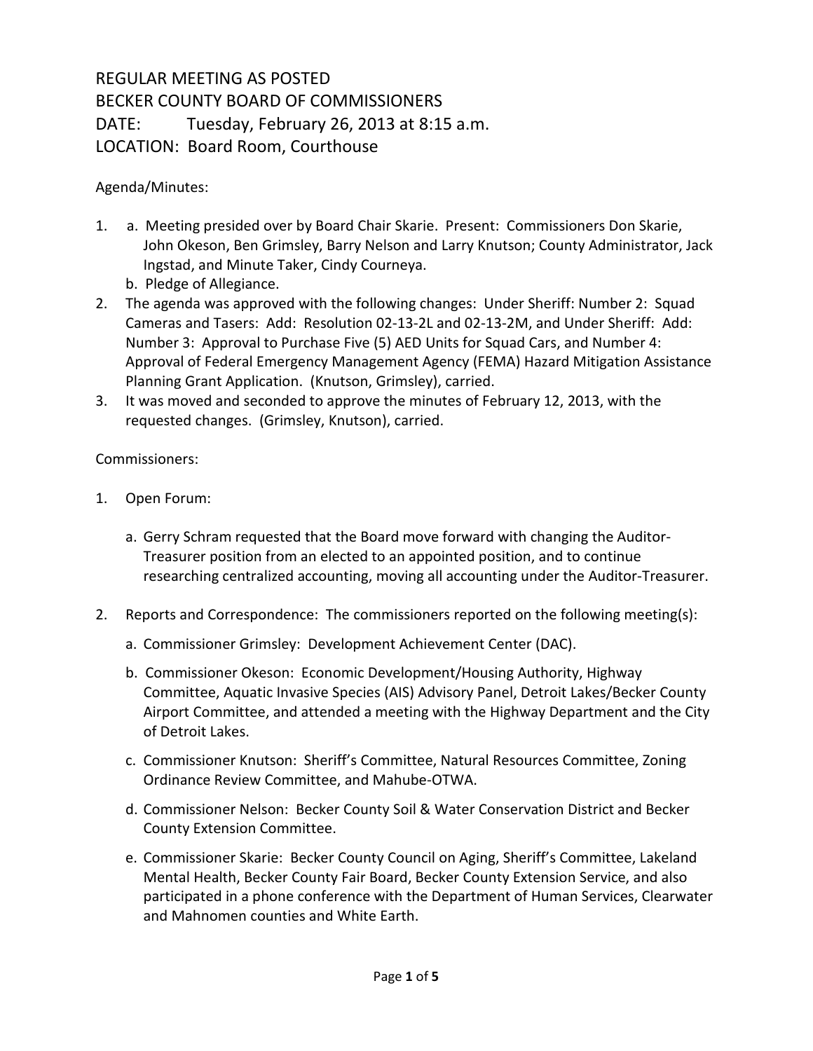REGULAR MEETING AS POSTED
BECKER COUNTY BOARD OF COMMISSIONERS
DATE: Tuesday, February 26, 2013 at 8:15 a.m.
LOCATION: Board Room, Courthouse

Agenda/Minutes:

1. a. Meeting presided over by Board Chair Skarie. Present: Commissioners Don Skarie, John Okeson, Ben Grimsley, Barry Nelson and Larry Knutson; County Administrator, Jack Ingstad, and Minute Taker, Cindy Courneya.
   b. Pledge of Allegiance.
2. The agenda was approved with the following changes: Under Sheriff: Number 2: Squad Cameras and Tasers: Add: Resolution 02-13-2L and 02-13-2M, and Under Sheriff: Add: Number 3: Approval to Purchase Five (5) AED Units for Squad Cars, and Number 4: Approval of Federal Emergency Management Agency (FEMA) Hazard Mitigation Assistance Planning Grant Application. (Knutson, Grimsley), carried.
3. It was moved and seconded to approve the minutes of February 12, 2013, with the requested changes. (Grimsley, Knutson), carried.

Commissioners:

1. Open Forum:

   a. Gerry Schram requested that the Board move forward with changing the Auditor-Treasurer position from an elected to an appointed position, and to continue researching centralized accounting, moving all accounting under the Auditor-Treasurer.

2. Reports and Correspondence: The commissioners reported on the following meeting(s):

   a. Commissioner Grimsley: Development Achievement Center (DAC).

   b. Commissioner Okeson: Economic Development/Housing Authority, Highway Committee, Aquatic Invasive Species (AIS) Advisory Panel, Detroit Lakes/Becker County Airport Committee, and attended a meeting with the Highway Department and the City of Detroit Lakes.

   c. Commissioner Knutson: Sheriff's Committee, Natural Resources Committee, Zoning Ordinance Review Committee, and Mahube-OTWA.

   d. Commissioner Nelson: Becker County Soil & Water Conservation District and Becker County Extension Committee.

   e. Commissioner Skarie: Becker County Council on Aging, Sheriff's Committee, Lakeland Mental Health, Becker County Fair Board, Becker County Extension Service, and also participated in a phone conference with the Department of Human Services, Clearwater and Mahnomen counties and White Earth.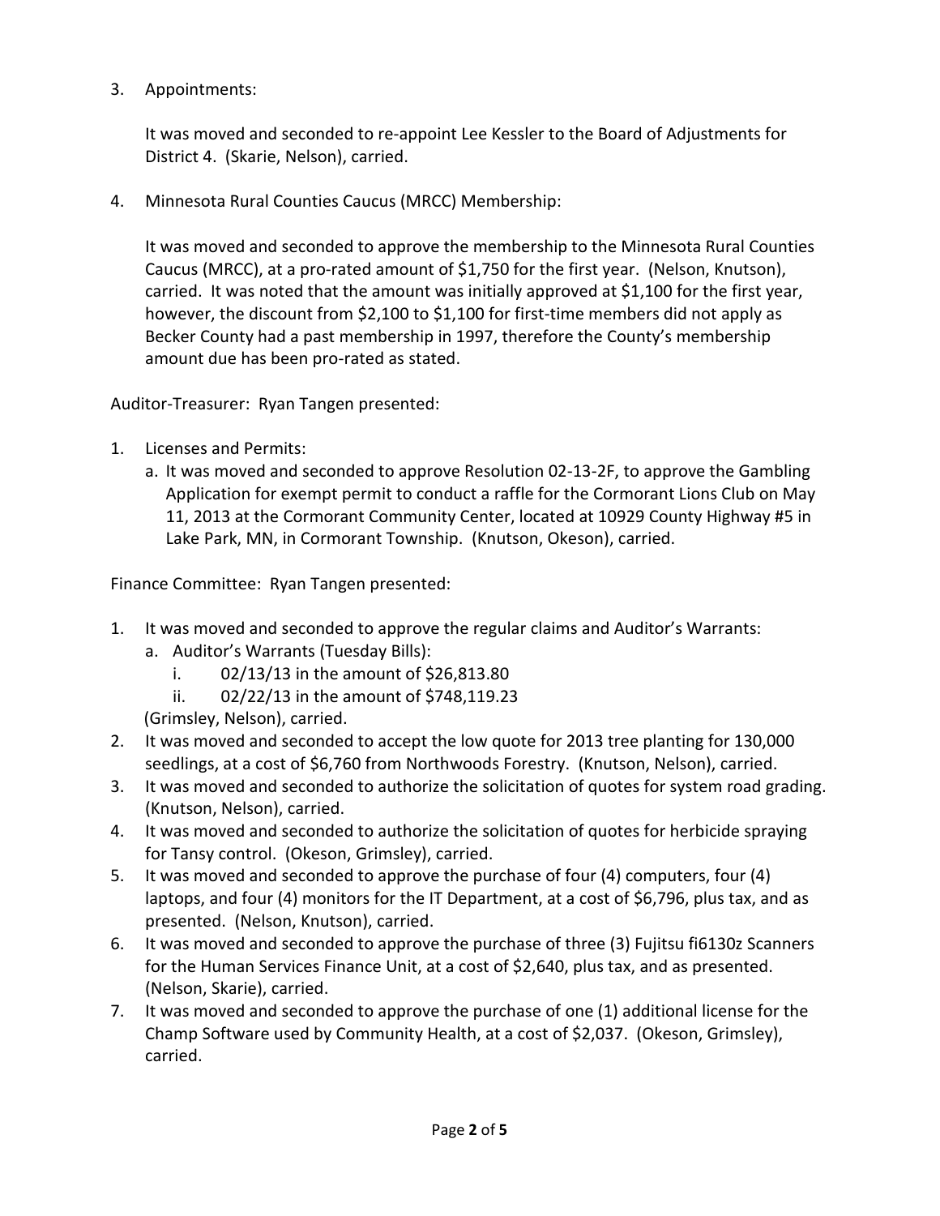3. Appointments:

   It was moved and seconded to re-appoint Lee Kessler to the Board of Adjustments for District 4. (Skarie, Nelson), carried.

4. Minnesota Rural Counties Caucus (MRCC) Membership:

   It was moved and seconded to approve the membership to the Minnesota Rural Counties Caucus (MRCC), at a pro-rated amount of $1,750 for the first year. (Nelson, Knutson), carried. It was noted that the amount was initially approved at $1,100 for the first year, however, the discount from $2,100 to $1,100 for first-time members did not apply as Becker County had a past membership in 1997, therefore the County's membership amount due has been pro-rated as stated.

Auditor-Treasurer: Ryan Tangen presented:

1. Licenses and Permits:
   a. It was moved and seconded to approve Resolution 02-13-2F, to approve the Gambling Application for exempt permit to conduct a raffle for the Cormorant Lions Club on May 11, 2013 at the Cormorant Community Center, located at 10929 County Highway #5 in Lake Park, MN, in Cormorant Township. (Knutson, Okeson), carried.

Finance Committee: Ryan Tangen presented:

1. It was moved and seconded to approve the regular claims and Auditor's Warrants:
   a. Auditor's Warrants (Tuesday Bills):
      i. 02/13/13 in the amount of $26,813.80
      ii. 02/22/13 in the amount of $748,119.23

   (Grimsley, Nelson), carried.
2. It was moved and seconded to accept the low quote for 2013 tree planting for 130,000 seedlings, at a cost of $6,760 from Northwoods Forestry. (Knutson, Nelson), carried.
3. It was moved and seconded to authorize the solicitation of quotes for system road grading. (Knutson, Nelson), carried.
4. It was moved and seconded to authorize the solicitation of quotes for herbicide spraying for Tansy control. (Okeson, Grimsley), carried.
5. It was moved and seconded to approve the purchase of four (4) computers, four (4) laptops, and four (4) monitors for the IT Department, at a cost of $6,796, plus tax, and as presented. (Nelson, Knutson), carried.
6. It was moved and seconded to approve the purchase of three (3) Fujitsu fi6130z Scanners for the Human Services Finance Unit, at a cost of $2,640, plus tax, and as presented. (Nelson, Skarie), carried.
7. It was moved and seconded to approve the purchase of one (1) additional license for the Champ Software used by Community Health, at a cost of $2,037. (Okeson, Grimsley), carried.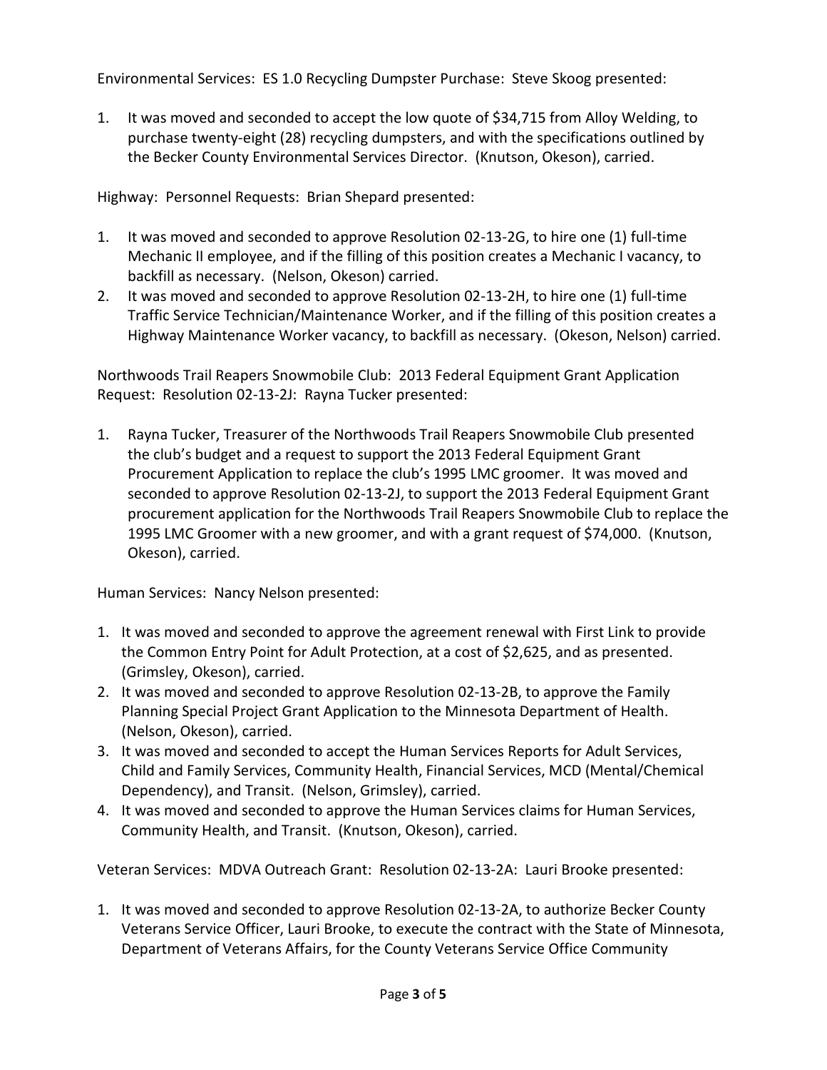Environmental Services: ES 1.0 Recycling Dumpster Purchase: Steve Skoog presented:

1. It was moved and seconded to accept the low quote of $34,715 from Alloy Welding, to purchase twenty-eight (28) recycling dumpsters, and with the specifications outlined by the Becker County Environmental Services Director. (Knutson, Okeson), carried.

Highway: Personnel Requests: Brian Shepard presented:

1. It was moved and seconded to approve Resolution 02-13-2G, to hire one (1) full-time Mechanic II employee, and if the filling of this position creates a Mechanic I vacancy, to backfill as necessary. (Nelson, Okeson) carried.
2. It was moved and seconded to approve Resolution 02-13-2H, to hire one (1) full-time Traffic Service Technician/Maintenance Worker, and if the filling of this position creates a Highway Maintenance Worker vacancy, to backfill as necessary. (Okeson, Nelson) carried.

Northwoods Trail Reapers Snowmobile Club: 2013 Federal Equipment Grant Application Request: Resolution 02-13-2J: Rayna Tucker presented:

1. Rayna Tucker, Treasurer of the Northwoods Trail Reapers Snowmobile Club presented the club's budget and a request to support the 2013 Federal Equipment Grant Procurement Application to replace the club's 1995 LMC groomer. It was moved and seconded to approve Resolution 02-13-2J, to support the 2013 Federal Equipment Grant procurement application for the Northwoods Trail Reapers Snowmobile Club to replace the 1995 LMC Groomer with a new groomer, and with a grant request of $74,000. (Knutson, Okeson), carried.

Human Services: Nancy Nelson presented:

1. It was moved and seconded to approve the agreement renewal with First Link to provide the Common Entry Point for Adult Protection, at a cost of $2,625, and as presented. (Grimsley, Okeson), carried.
2. It was moved and seconded to approve Resolution 02-13-2B, to approve the Family Planning Special Project Grant Application to the Minnesota Department of Health. (Nelson, Okeson), carried.
3. It was moved and seconded to accept the Human Services Reports for Adult Services, Child and Family Services, Community Health, Financial Services, MCD (Mental/Chemical Dependency), and Transit. (Nelson, Grimsley), carried.
4. It was moved and seconded to approve the Human Services claims for Human Services, Community Health, and Transit. (Knutson, Okeson), carried.

Veteran Services: MDVA Outreach Grant: Resolution 02-13-2A: Lauri Brooke presented:

1. It was moved and seconded to approve Resolution 02-13-2A, to authorize Becker County Veterans Service Officer, Lauri Brooke, to execute the contract with the State of Minnesota, Department of Veterans Affairs, for the County Veterans Service Office Community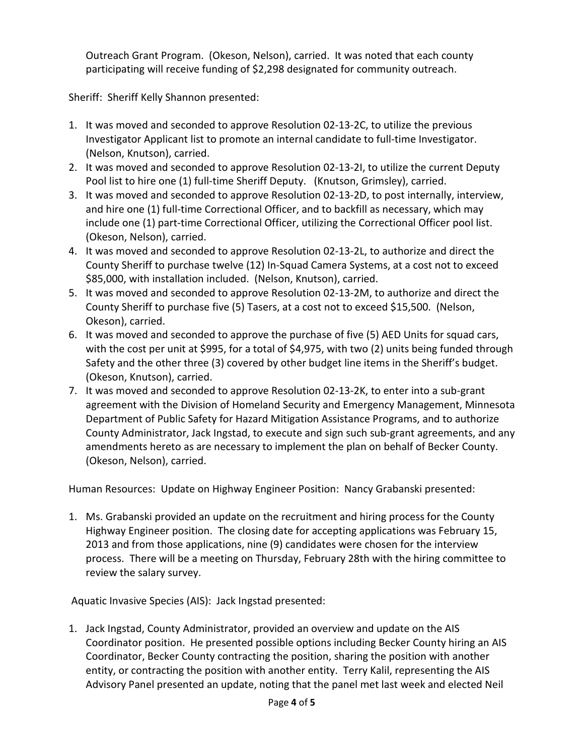Outreach Grant Program. (Okeson, Nelson), carried. It was noted that each county participating will receive funding of $2,298 designated for community outreach.

Sheriff: Sheriff Kelly Shannon presented:

1. It was moved and seconded to approve Resolution 02-13-2C, to utilize the previous Investigator Applicant list to promote an internal candidate to full-time Investigator. (Nelson, Knutson), carried.
2. It was moved and seconded to approve Resolution 02-13-2I, to utilize the current Deputy Pool list to hire one (1) full-time Sheriff Deputy. (Knutson, Grimsley), carried.
3. It was moved and seconded to approve Resolution 02-13-2D, to post internally, interview, and hire one (1) full-time Correctional Officer, and to backfill as necessary, which may include one (1) part-time Correctional Officer, utilizing the Correctional Officer pool list. (Okeson, Nelson), carried.
4. It was moved and seconded to approve Resolution 02-13-2L, to authorize and direct the County Sheriff to purchase twelve (12) In-Squad Camera Systems, at a cost not to exceed $85,000, with installation included. (Nelson, Knutson), carried.
5. It was moved and seconded to approve Resolution 02-13-2M, to authorize and direct the County Sheriff to purchase five (5) Tasers, at a cost not to exceed $15,500. (Nelson, Okeson), carried.
6. It was moved and seconded to approve the purchase of five (5) AED Units for squad cars, with the cost per unit at $995, for a total of $4,975, with two (2) units being funded through Safety and the other three (3) covered by other budget line items in the Sheriff's budget. (Okeson, Knutson), carried.
7. It was moved and seconded to approve Resolution 02-13-2K, to enter into a sub-grant agreement with the Division of Homeland Security and Emergency Management, Minnesota Department of Public Safety for Hazard Mitigation Assistance Programs, and to authorize County Administrator, Jack Ingstad, to execute and sign such sub-grant agreements, and any amendments hereto as are necessary to implement the plan on behalf of Becker County. (Okeson, Nelson), carried.

Human Resources: Update on Highway Engineer Position: Nancy Grabanski presented:

1. Ms. Grabanski provided an update on the recruitment and hiring process for the County Highway Engineer position. The closing date for accepting applications was February 15, 2013 and from those applications, nine (9) candidates were chosen for the interview process. There will be a meeting on Thursday, February 28th with the hiring committee to review the salary survey.

Aquatic Invasive Species (AIS): Jack Ingstad presented:

1. Jack Ingstad, County Administrator, provided an overview and update on the AIS Coordinator position. He presented possible options including Becker County hiring an AIS Coordinator, Becker County contracting the position, sharing the position with another entity, or contracting the position with another entity. Terry Kalil, representing the AIS Advisory Panel presented an update, noting that the panel met last week and elected Neil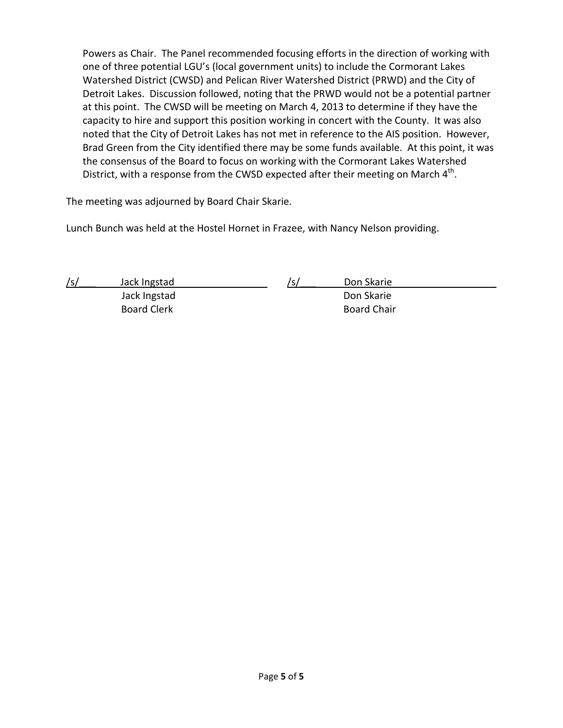Powers as Chair. The Panel recommended focusing efforts in the direction of working with one of three potential LGU's (local government units) to include the Cormorant Lakes Watershed District (CWSD) and Pelican River Watershed District (PRWD) and the City of Detroit Lakes. Discussion followed, noting that the PRWD would not be a potential partner at this point. The CWSD will be meeting on March 4, 2013 to determine if they have the capacity to hire and support this position working in concert with the County. It was also noted that the City of Detroit Lakes has not met in reference to the AIS position. However, Brad Green from the City identified there may be some funds available. At this point, it was the consensus of the Board to focus on working with the Cormorant Lakes Watershed District, with a response from the CWSD expected after their meeting on March 4th.

The meeting was adjourned by Board Chair Skarie.

Lunch Bunch was held at the Hostel Hornet in Frazee, with Nancy Nelson providing.

| | |
|---|---|
| /s/___ Jack Ingstad | /s/___ Don Skarie |
| Jack Ingstad | Don Skarie |
| Board Clerk | Board Chair |